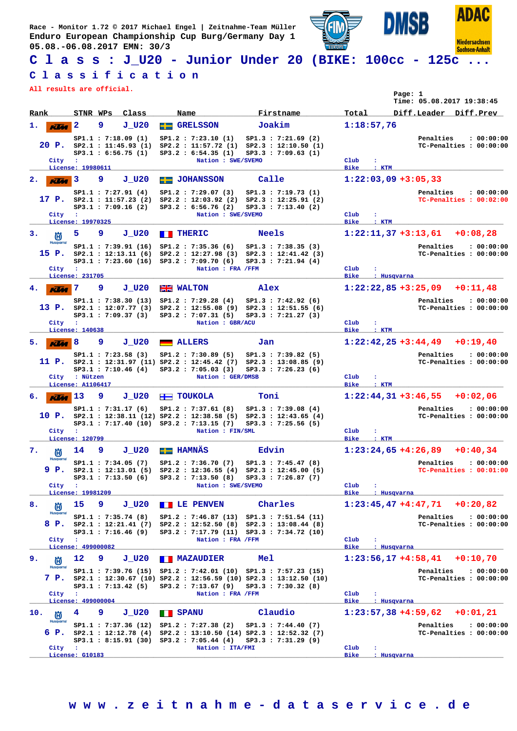Race - Monitor 1.72 © 2017 Michael Engel | Zeitnahme-Team Müller
Enduro European Championship Cup Burg/Germany Day 1
05.08.-06.08.2017 EMN: 30/3

# C l a s s : J_U20 - Junior Under 20 (BIKE: 100cc - 125cc ...

## C l a s s i f i c a t i o n

All results are official.

Page: 1
Time: 05.08.2017 19:38:45

| Rank | STNR | WPs | Class | Name | Firstname | Total | Diff.Leader | Diff.Prev |
|---|---|---|---|---|---|---|---|---|
| 1. | 2 | 9 | J_U20 | GRELSSON | Joakim | 1:18:57,76 | | |
| 2. | 3 | 9 | J_U20 | JOHANSSON | Calle | 1:22:03,09 | +3:05,33 | |
| 3. | 5 | 9 | J_U20 | THERIC | Neels | 1:22:11,37 | +3:13,61 | +0:08,28 |
| 4. | 7 | 9 | J_U20 | WALTON | Alex | 1:22:22,85 | +3:25,09 | +0:11,48 |
| 5. | 8 | 9 | J_U20 | ALLERS | Jan | 1:22:42,25 | +3:44,49 | +0:19,40 |
| 6. | 13 | 9 | J_U20 | TOUKOLA | Toni | 1:22:44,31 | +3:46,55 | +0:02,06 |
| 7. | 14 | 9 | J_U20 | HAMNÄS | Edvin | 1:23:24,65 | +4:26,89 | +0:40,34 |
| 8. | 15 | 9 | J_U20 | LE PENVEN | Charles | 1:23:45,47 | +4:47,71 | +0:20,82 |
| 9. | 12 | 9 | J_U20 | MAZAUDIER | Mel | 1:23:56,17 | +4:58,41 | +0:10,70 |
| 10. | 4 | 9 | J_U20 | SPANU | Claudio | 1:23:57,38 | +4:59,62 | +0:01,21 |

**1. GRELSSON Joakim** — 20 P.
SP1.1 : 7:18.09 (1) SP1.2 : 7:23.10 (1) SP1.3 : 7:21.69 (2)
SP2.1 : 11:45.93 (1) SP2.2 : 11:57.72 (1) SP2.3 : 12:10.50 (1)
SP3.1 : 6:56.75 (1) SP3.2 : 6:54.35 (1) SP3.3 : 7:09.63 (1)
Penalties : 00:00:00 | TC-Penalties : 00:00:00
City : | Nation : SWE/SVEMO | Club : | Bike : KTM | License: 19980611

**2. JOHANSSON Calle** — 17 P.
SP1.1 : 7:27.91 (4) SP1.2 : 7:29.07 (3) SP1.3 : 7:19.73 (1)
SP2.1 : 11:57.23 (2) SP2.2 : 12:03.92 (2) SP2.3 : 12:25.91 (2)
SP3.1 : 7:09.16 (2) SP3.2 : 6:56.76 (2) SP3.3 : 7:13.40 (2)
Penalties : 00:00:00 | TC-Penalties : 00:02:00
City : | Nation : SWE/SVEMO | Club : | Bike : KTM | License: 19970325

**3. THERIC Neels** — 15 P.
SP1.1 : 7:39.91 (16) SP1.2 : 7:35.36 (6) SP1.3 : 7:38.35 (3)
SP2.1 : 12:13.11 (6) SP2.2 : 12:27.98 (3) SP2.3 : 12:41.42 (3)
SP3.1 : 7:23.60 (16) SP3.2 : 7:09.70 (6) SP3.3 : 7:21.94 (4)
Penalties : 00:00:00 | TC-Penalties : 00:00:00
City : | Nation : FRA /FFM | Club : | Bike : Husqvarna | License: 231705

**4. WALTON Alex** — 13 P.
SP1.1 : 7:38.30 (13) SP1.2 : 7:29.28 (4) SP1.3 : 7:42.92 (6)
SP2.1 : 12:07.77 (3) SP2.2 : 12:55.08 (9) SP2.3 : 12:51.55 (6)
SP3.1 : 7:09.37 (3) SP3.2 : 7:07.31 (5) SP3.3 : 7:21.27 (3)
Penalties : 00:00:00 | TC-Penalties : 00:00:00
City : | Nation : GBR/ACU | Club : | Bike : KTM | License: 140638

**5. ALLERS Jan** — 11 P.
SP1.1 : 7:23.58 (3) SP1.2 : 7:30.89 (5) SP1.3 : 7:39.82 (5)
SP2.1 : 12:31.97 (11) SP2.2 : 12:45.42 (7) SP2.3 : 13:08.85 (9)
SP3.1 : 7:10.46 (4) SP3.2 : 7:05.03 (3) SP3.3 : 7:26.23 (6)
Penalties : 00:00:00 | TC-Penalties : 00:00:00
City : Nützen | Nation : GER/DMSB | Club : | Bike : KTM | License: A1106417

**6. TOUKOLA Toni** — 10 P.
SP1.1 : 7:31.17 (6) SP1.2 : 7:37.61 (8) SP1.3 : 7:39.08 (4)
SP2.1 : 12:38.11 (12) SP2.2 : 12:38.58 (5) SP2.3 : 12:43.65 (4)
SP3.1 : 7:17.40 (10) SP3.2 : 7:13.15 (7) SP3.3 : 7:25.56 (5)
Penalties : 00:00:00 | TC-Penalties : 00:00:00
City : | Nation : FIN/SML | Club : | Bike : KTM | License: 120799

**7. HAMNÄS Edvin** — 9 P.
SP1.1 : 7:34.05 (7) SP1.2 : 7:36.70 (7) SP1.3 : 7:45.47 (8)
SP2.1 : 12:13.01 (5) SP2.2 : 12:36.55 (4) SP2.3 : 12:45.00 (5)
SP3.1 : 7:13.50 (6) SP3.2 : 7:13.50 (8) SP3.3 : 7:26.87 (7)
Penalties : 00:00:00 | TC-Penalties : 00:01:00
City : | Nation : SWE/SVEMO | Club : | Bike : Husqvarna | License: 19981209

**8. LE PENVEN Charles** — 8 P.
SP1.1 : 7:35.74 (8) SP1.2 : 7:46.87 (13) SP1.3 : 7:51.54 (11)
SP2.1 : 12:21.41 (7) SP2.2 : 12:52.50 (8) SP2.3 : 13:08.44 (8)
SP3.1 : 7:16.46 (9) SP3.2 : 7:17.79 (11) SP3.3 : 7:34.72 (10)
Penalties : 00:00:00 | TC-Penalties : 00:00:00
City : | Nation : FRA /FFM | Club : | Bike : Husqvarna | License: 499000082

**9. MAZAUDIER Mel** — 7 P.
SP1.1 : 7:39.76 (15) SP1.2 : 7:42.01 (10) SP1.3 : 7:57.23 (15)
SP2.1 : 12:30.67 (10) SP2.2 : 12:56.59 (10) SP2.3 : 13:12.50 (10)
SP3.1 : 7:13.42 (5) SP3.2 : 7:13.67 (9) SP3.3 : 7:30.32 (8)
Penalties : 00:00:00 | TC-Penalties : 00:00:00
City : | Nation : FRA /FFM | Club : | Bike : Husqvarna | License: 499000004

**10. SPANU Claudio** — 6 P.
SP1.1 : 7:37.36 (12) SP1.2 : 7:27.38 (2) SP1.3 : 7:44.40 (7)
SP2.1 : 12:12.78 (4) SP2.2 : 13:10.50 (14) SP2.3 : 12:52.32 (7)
SP3.1 : 8:15.91 (30) SP3.2 : 7:05.44 (4) SP3.3 : 7:31.29 (9)
Penalties : 00:00:00 | TC-Penalties : 00:00:00
City : | Nation : ITA/FMI | Club : | Bike : Husqvarna | License: G10183

w w w . z e i t n a h m e - d a t a s e r v i c e . d e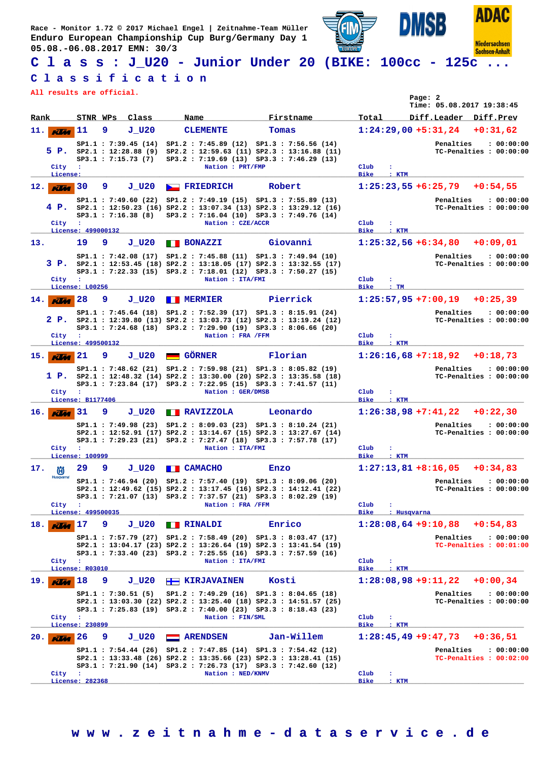Race - Monitor 1.72 © 2017 Michael Engel | Zeitnahme-Team Müller
Enduro European Championship Cup Burg/Germany Day 1
05.08.-06.08.2017 EMN: 30/3

# C l a s s : J_U20 - Junior Under 20 (BIKE: 100cc - 125c ...

## C l a s s i f i c a t i o n

All results are official.

Page: 2
Time: 05.08.2017 19:38:45

| Rank | STNR | WPs | Class | Name | Firstname | Total | Diff.Leader | Diff.Prev |
|---|---|---|---|---|---|---|---|---|
| 11. | 11 | 9 | J_U20 | CLEMENTE | Tomas | 1:24:29,00 | +5:31,24 | +0:31,62 |
| 12. | 30 | 9 | J_U20 | FRIEDRICH | Robert | 1:25:23,55 | +6:25,79 | +0:54,55 |
| 13. | 19 | 9 | J_U20 | BONAZZI | Giovanni | 1:25:32,56 | +6:34,80 | +0:09,01 |
| 14. | 28 | 9 | J_U20 | MERMIER | Pierrick | 1:25:57,95 | +7:00,19 | +0:25,39 |
| 15. | 21 | 9 | J_U20 | GÖRNER | Florian | 1:26:16,68 | +7:18,92 | +0:18,73 |
| 16. | 31 | 9 | J_U20 | RAVIZZOLA | Leonardo | 1:26:38,98 | +7:41,22 | +0:22,30 |
| 17. | 29 | 9 | J_U20 | CAMACHO | Enzo | 1:27:13,81 | +8:16,05 | +0:34,83 |
| 18. | 17 | 9 | J_U20 | RINALDI | Enrico | 1:28:08,64 | +9:10,88 | +0:54,83 |
| 19. | 18 | 9 | J_U20 | KIRJAVAINEN | Kosti | 1:28:08,98 | +9:11,22 | +0:00,34 |
| 20. | 26 | 9 | J_U20 | ARENDSEN | Jan-Willem | 1:28:45,49 | +9:47,73 | +0:36,51 |

**11. CLEMENTE Tomas** — 5 P.
SP1.1 : 7:39.45 (14) SP1.2 : 7:45.89 (12) SP1.3 : 7:56.56 (14)
SP2.1 : 12:28.88 (9) SP2.2 : 12:59.63 (11) SP2.3 : 13:16.88 (11)
SP3.1 : 7:15.73 (7) SP3.2 : 7:19.69 (13) SP3.3 : 7:46.29 (13)
Penalties : 00:00:00 | TC-Penalties : 00:00:00
City : | Nation : PRT/FMP | Club : | Bike : KTM
License:

**12. FRIEDRICH Robert** — 4 P.
SP1.1 : 7:49.60 (22) SP1.2 : 7:49.19 (15) SP1.3 : 7:55.89 (13)
SP2.1 : 12:50.23 (16) SP2.2 : 13:07.34 (13) SP2.3 : 13:29.12 (16)
SP3.1 : 7:16.38 (8) SP3.2 : 7:16.04 (10) SP3.3 : 7:49.76 (14)
Penalties : 00:00:00 | TC-Penalties : 00:00:00
City : | Nation : CZE/ACCR | Club : | Bike : KTM
License: 499000132

**13. BONAZZI Giovanni** — 3 P.
SP1.1 : 7:42.08 (17) SP1.2 : 7:45.88 (11) SP1.3 : 7:49.94 (10)
SP2.1 : 12:53.45 (18) SP2.2 : 13:18.05 (17) SP2.3 : 13:32.55 (17)
SP3.1 : 7:22.33 (15) SP3.2 : 7:18.01 (12) SP3.3 : 7:50.27 (15)
Penalties : 00:00:00 | TC-Penalties : 00:00:00
City : | Nation : ITA/FMI | Club : | Bike : TM
License: L00256

**14. MERMIER Pierrick** — 2 P.
SP1.1 : 7:45.64 (18) SP1.2 : 7:52.39 (17) SP1.3 : 8:15.91 (24)
SP2.1 : 12:39.80 (13) SP2.2 : 13:03.73 (12) SP2.3 : 13:19.24 (12)
SP3.1 : 7:24.68 (18) SP3.2 : 7:29.90 (19) SP3.3 : 8:06.66 (20)
Penalties : 00:00:00 | TC-Penalties : 00:00:00
City : | Nation : FRA /FFM | Club : | Bike : KTM
License: 499500132

**15. GÖRNER Florian** — 1 P.
SP1.1 : 7:48.62 (21) SP1.2 : 7:59.98 (21) SP1.3 : 8:05.82 (19)
SP2.1 : 12:48.32 (14) SP2.2 : 13:30.00 (20) SP2.3 : 13:35.58 (18)
SP3.1 : 7:23.84 (17) SP3.2 : 7:22.95 (15) SP3.3 : 7:41.57 (11)
Penalties : 00:00:00 | TC-Penalties : 00:00:00
City : | Nation : GER/DMSB | Club : | Bike : KTM
License: B1177406

**16. RAVIZZOLA Leonardo**
SP1.1 : 7:49.98 (23) SP1.2 : 8:09.03 (23) SP1.3 : 8:10.24 (21)
SP2.1 : 12:52.91 (17) SP2.2 : 13:14.67 (15) SP2.3 : 13:27.67 (14)
SP3.1 : 7:29.23 (21) SP3.2 : 7:27.47 (18) SP3.3 : 7:57.78 (17)
Penalties : 00:00:00 | TC-Penalties : 00:00:00
City : | Nation : ITA/FMI | Club : | Bike : KTM
License: 100999

**17. CAMACHO Enzo**
SP1.1 : 7:46.94 (20) SP1.2 : 7:57.40 (19) SP1.3 : 8:09.06 (20)
SP2.1 : 12:49.62 (15) SP2.2 : 13:17.45 (16) SP2.3 : 14:12.41 (22)
SP3.1 : 7:21.07 (13) SP3.2 : 7:37.57 (21) SP3.3 : 8:02.29 (19)
Penalties : 00:00:00 | TC-Penalties : 00:00:00
City : | Nation : FRA /FFM | Club : | Bike : Husqvarna
License: 499500035

**18. RINALDI Enrico**
SP1.1 : 7:57.79 (27) SP1.2 : 7:58.49 (20) SP1.3 : 8:03.47 (17)
SP2.1 : 13:04.17 (23) SP2.2 : 13:26.64 (19) SP2.3 : 13:41.54 (19)
SP3.1 : 7:33.40 (23) SP3.2 : 7:25.55 (16) SP3.3 : 7:57.59 (16)
Penalties : 00:00:00 | TC-Penalties : 00:01:00
City : | Nation : ITA/FMI | Club : | Bike : KTM
License: R03010

**19. KIRJAVAINEN Kosti**
SP1.1 : 7:30.51 (5) SP1.2 : 7:49.29 (16) SP1.3 : 8:04.65 (18)
SP2.1 : 13:03.30 (22) SP2.2 : 13:25.40 (18) SP2.3 : 14:51.57 (25)
SP3.1 : 7:25.83 (19) SP3.2 : 7:40.00 (23) SP3.3 : 8:18.43 (23)
Penalties : 00:00:00 | TC-Penalties : 00:00:00
City : | Nation : FIN/SML | Club : | Bike : KTM
License: 230899

**20. ARENDSEN Jan-Willem**
SP1.1 : 7:54.44 (26) SP1.2 : 7:47.85 (14) SP1.3 : 7:54.42 (12)
SP2.1 : 13:33.48 (26) SP2.2 : 13:35.66 (23) SP2.3 : 13:28.41 (15)
SP3.1 : 7:21.90 (14) SP3.2 : 7:26.73 (17) SP3.3 : 7:42.60 (12)
Penalties : 00:00:00 | TC-Penalties : 00:02:00
City : | Nation : NED/KNMV | Club : | Bike : KTM
License: 282368

w w w . z e i t n a h m e - d a t a s e r v i c e . d e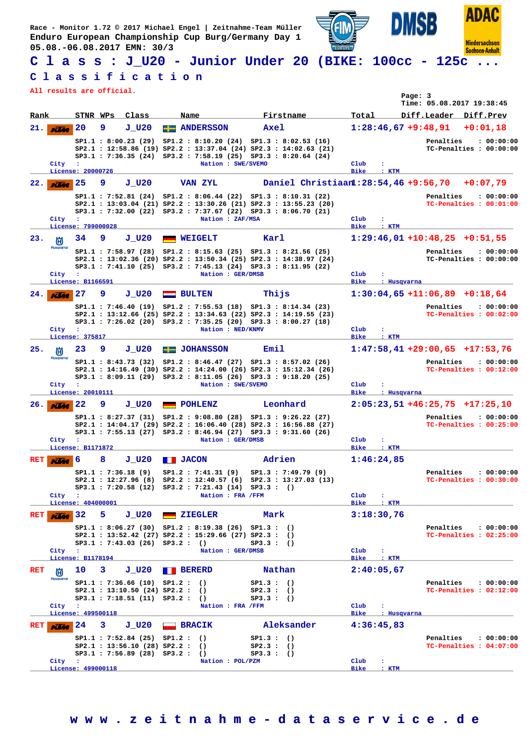Race - Monitor 1.72 © 2017 Michael Engel | Zeitnahme-Team Müller
Enduro European Championship Cup Burg/Germany Day 1
05.08.-06.08.2017 EMN: 30/3

# C l a s s : J_U20 - Junior Under 20 (BIKE: 100cc - 125c ...

## C l a s s i f i c a t i o n

All results are official.

Page: 3
Time: 05.08.2017 19:38:45

| Rank | STNR | WPs | Class | Name | Firstname | Total | Diff.Leader | Diff.Prev |
|---|---|---|---|---|---|---|---|---|
| 21. | 20 | 9 | J_U20 | ANDERSSON | Axel | 1:28:46,67 | +9:48,91 | +0:01,18 |
| 22. | 25 | 9 | J_U20 | VAN ZYL | Daniel Christiaan | 1:28:54,46 | +9:56,70 | +0:07,79 |
| 23. | 34 | 9 | J_U20 | WEIGELT | Karl | 1:29:46,01 | +10:48,25 | +0:51,55 |
| 24. | 27 | 9 | J_U20 | BULTEN | Thijs | 1:30:04,65 | +11:06,89 | +0:18,64 |
| 25. | 23 | 9 | J_U20 | JOHANSSON | Emil | 1:47:58,41 | +29:00,65 | +17:53,76 |
| 26. | 22 | 9 | J_U20 | POHLENZ | Leonhard | 2:05:23,51 | +46:25,75 | +17:25,10 |
| RET | 6 | 8 | J_U20 | JACON | Adrien | 1:46:24,85 | | |
| RET | 32 | 5 | J_U20 | ZIEGLER | Mark | 3:18:30,76 | | |
| RET | 10 | 3 | J_U20 | BERERD | Nathan | 2:40:05,67 | | |
| RET | 24 | 3 | J_U20 | BRACIK | Aleksander | 4:36:45,83 | | |

**21. ANDERSSON Axel** (KTM)
SP1.1 : 8:00.23 (29) SP1.2 : 8:10.20 (24) SP1.3 : 8:02.53 (16)
SP2.1 : 12:58.86 (19) SP2.2 : 13:37.04 (24) SP2.3 : 14:02.63 (21)
SP3.1 : 7:36.35 (24) SP3.2 : 7:58.19 (25) SP3.3 : 8:20.64 (24)
Penalties : 00:00:00 — TC-Penalties : 00:00:00
City : — Nation : SWE/SVEMO — Club : — License: 20000726 — Bike : KTM

**22. VAN ZYL Daniel Christiaan** (KTM)
SP1.1 : 7:52.81 (24) SP1.2 : 8:06.44 (22) SP1.3 : 8:10.31 (22)
SP2.1 : 13:03.04 (21) SP2.2 : 13:30.26 (21) SP2.3 : 13:55.23 (20)
SP3.1 : 7:32.00 (22) SP3.2 : 7:37.67 (22) SP3.3 : 8:06.70 (21)
Penalties : 00:00:00 — TC-Penalties : 00:01:00
City : — Nation : ZAF/MSA — Club : — License: 799000028 — Bike : KTM

**23. WEIGELT Karl** (Husqvarna)
SP1.1 : 7:58.97 (28) SP1.2 : 8:15.63 (25) SP1.3 : 8:21.56 (25)
SP2.1 : 13:02.36 (20) SP2.2 : 13:50.34 (25) SP2.3 : 14:38.97 (24)
SP3.1 : 7:41.10 (25) SP3.2 : 7:45.13 (24) SP3.3 : 8:11.95 (22)
Penalties : 00:00:00 — TC-Penalties : 00:00:00
City : — Nation : GER/DMSB — Club : — License: B1166591 — Bike : Husqvarna

**24. BULTEN Thijs** (KTM)
SP1.1 : 7:46.40 (19) SP1.2 : 7:55.53 (18) SP1.3 : 8:14.34 (23)
SP2.1 : 13:12.66 (25) SP2.2 : 13:34.63 (22) SP2.3 : 14:19.55 (23)
SP3.1 : 7:26.02 (20) SP3.2 : 7:35.25 (20) SP3.3 : 8:00.27 (18)
Penalties : 00:00:00 — TC-Penalties : 00:02:00
City : — Nation : NED/KNMV — Club : — License: 375817 — Bike : KTM

**25. JOHANSSON Emil** (Husqvarna)
SP1.1 : 8:43.73 (32) SP1.2 : 8:46.47 (27) SP1.3 : 8:57.02 (26)
SP2.1 : 14:16.49 (30) SP2.2 : 14:24.00 (26) SP2.3 : 15:12.34 (26)
SP3.1 : 8:09.11 (29) SP3.2 : 8:11.05 (26) SP3.3 : 9:18.20 (25)
Penalties : 00:00:00 — TC-Penalties : 00:12:00
City : — Nation : SWE/SVEMO — Club : — License: 20010111 — Bike : Husqvarna

**26. POHLENZ Leonhard** (KTM)
SP1.1 : 8:27.37 (31) SP1.2 : 9:08.80 (28) SP1.3 : 9:26.22 (27)
SP2.1 : 14:04.17 (29) SP2.2 : 16:06.40 (28) SP2.3 : 16:56.88 (27)
SP3.1 : 7:55.13 (27) SP3.2 : 8:46.94 (27) SP3.3 : 9:31.60 (26)
Penalties : 00:00:00 — TC-Penalties : 00:25:00
City : — Nation : GER/DMSB — Club : — License: B1171872 — Bike : KTM

**RET JACON Adrien** (KTM)
SP1.1 : 7:36.18 (9) SP1.2 : 7:41.31 (9) SP1.3 : 7:49.79 (9)
SP2.1 : 12:27.96 (8) SP2.2 : 12:40.57 (6) SP2.3 : 13:27.03 (13)
SP3.1 : 7:20.58 (12) SP3.2 : 7:21.43 (14) SP3.3 : ()
Penalties : 00:00:00 — TC-Penalties : 00:30:00
City : — Nation : FRA /FFM — Club : — License: 404000001 — Bike : KTM

**RET ZIEGLER Mark** (KTM)
SP1.1 : 8:06.27 (30) SP1.2 : 8:19.38 (26) SP1.3 : ()
SP2.1 : 13:52.42 (27) SP2.2 : 15:29.66 (27) SP2.3 : ()
SP3.1 : 7:43.03 (26) SP3.2 : () SP3.3 : ()
Penalties : 00:00:00 — TC-Penalties : 02:25:00
City : — Nation : GER/DMSB — Club : — License: B1178194 — Bike : KTM

**RET BERERD Nathan** (Husqvarna)
SP1.1 : 7:36.66 (10) SP1.2 : () SP1.3 : ()
SP2.1 : 13:10.50 (24) SP2.2 : () SP2.3 : ()
SP3.1 : 7:18.51 (11) SP3.2 : () SP3.3 : ()
Penalties : 00:00:00 — TC-Penalties : 02:12:00
City : — Nation : FRA /FFM — Club : — License: 499500118 — Bike : Husqvarna

**RET BRACIK Aleksander** (KTM)
SP1.1 : 7:52.84 (25) SP1.2 : () SP1.3 : ()
SP2.1 : 13:56.10 (28) SP2.2 : () SP2.3 : ()
SP3.1 : 7:56.89 (28) SP3.2 : () SP3.3 : ()
Penalties : 00:00:00 — TC-Penalties : 04:07:00
City : — Nation : POL/PZM — Club : — License: 499000118 — Bike : KTM

w w w . z e i t n a h m e - d a t a s e r v i c e . d e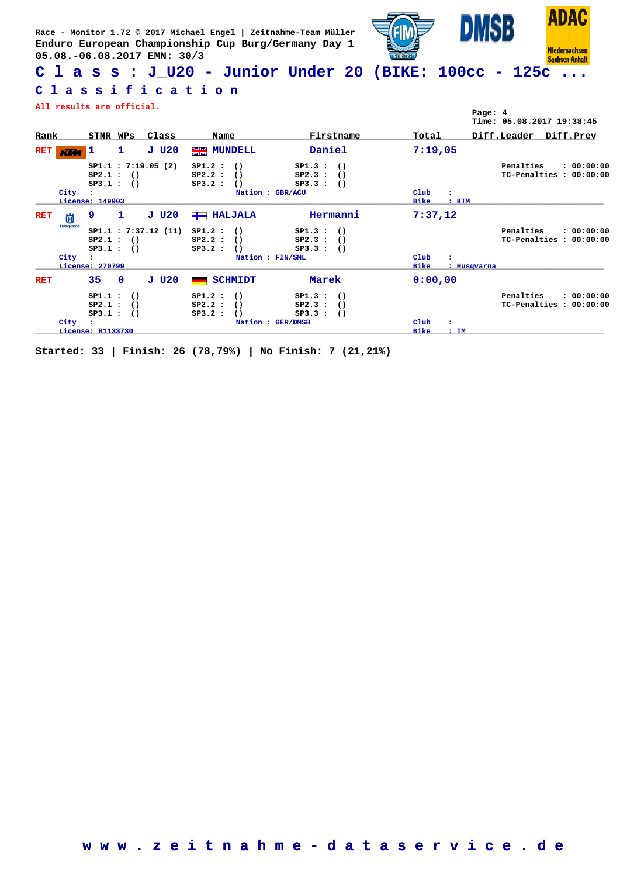Race - Monitor 1.72 © 2017 Michael Engel | Zeitnahme-Team Müller
Enduro European Championship Cup Burg/Germany Day 1
05.08.-06.08.2017 EMN: 30/3

# C l a s s : J_U20 - Junior Under 20 (BIKE: 100cc - 125c ...

## C l a s s i f i c a t i o n

All results are official.

Page: 4
Time: 05.08.2017 19:38:45

| Rank | STNR | WPs | Class | Name | Firstname | Total | Diff.Leader | Diff.Prev |
|---|---|---|---|---|---|---|---|---|
| RET | 1 | 1 | J_U20 | MUNDELL | Daniel | 7:19,05 | | |
| | SP1.1 : 7:19.05 (2)<br>SP2.1 : ()<br>SP3.1 : () | | | SP1.2 : ()<br>SP2.2 : ()<br>SP3.2 : () | SP1.3 : ()<br>SP2.3 : ()<br>SP3.3 : () | | Penalties : 00:00:00<br>TC-Penalties : 00:00:00 | |
| City : License: 149903 | | | | Nation : GBR/ACU | | Club : Bike : KTM | | |
| RET | 9 | 1 | J_U20 | HALJALA | Hermanni | 7:37,12 | | |
| | SP1.1 : 7:37.12 (11)<br>SP2.1 : ()<br>SP3.1 : () | | | SP1.2 : ()<br>SP2.2 : ()<br>SP3.2 : () | SP1.3 : ()<br>SP2.3 : ()<br>SP3.3 : () | | Penalties : 00:00:00<br>TC-Penalties : 00:00:00 | |
| City : License: 270799 | | | | Nation : FIN/SML | | Club : Bike : Husqvarna | | |
| RET | 35 | 0 | J_U20 | SCHMIDT | Marek | 0:00,00 | | |
| | SP1.1 : ()<br>SP2.1 : ()<br>SP3.1 : () | | | SP1.2 : ()<br>SP2.2 : ()<br>SP3.2 : () | SP1.3 : ()<br>SP2.3 : ()<br>SP3.3 : () | | Penalties : 00:00:00<br>TC-Penalties : 00:00:00 | |
| City : License: B1133730 | | | | Nation : GER/DMSB | | Club : Bike : TM | | |

**Started: 33 | Finish: 26 (78,79%) | No Finish: 7 (21,21%)**

w w w . z e i t n a h m e - d a t a s e r v i c e . d e